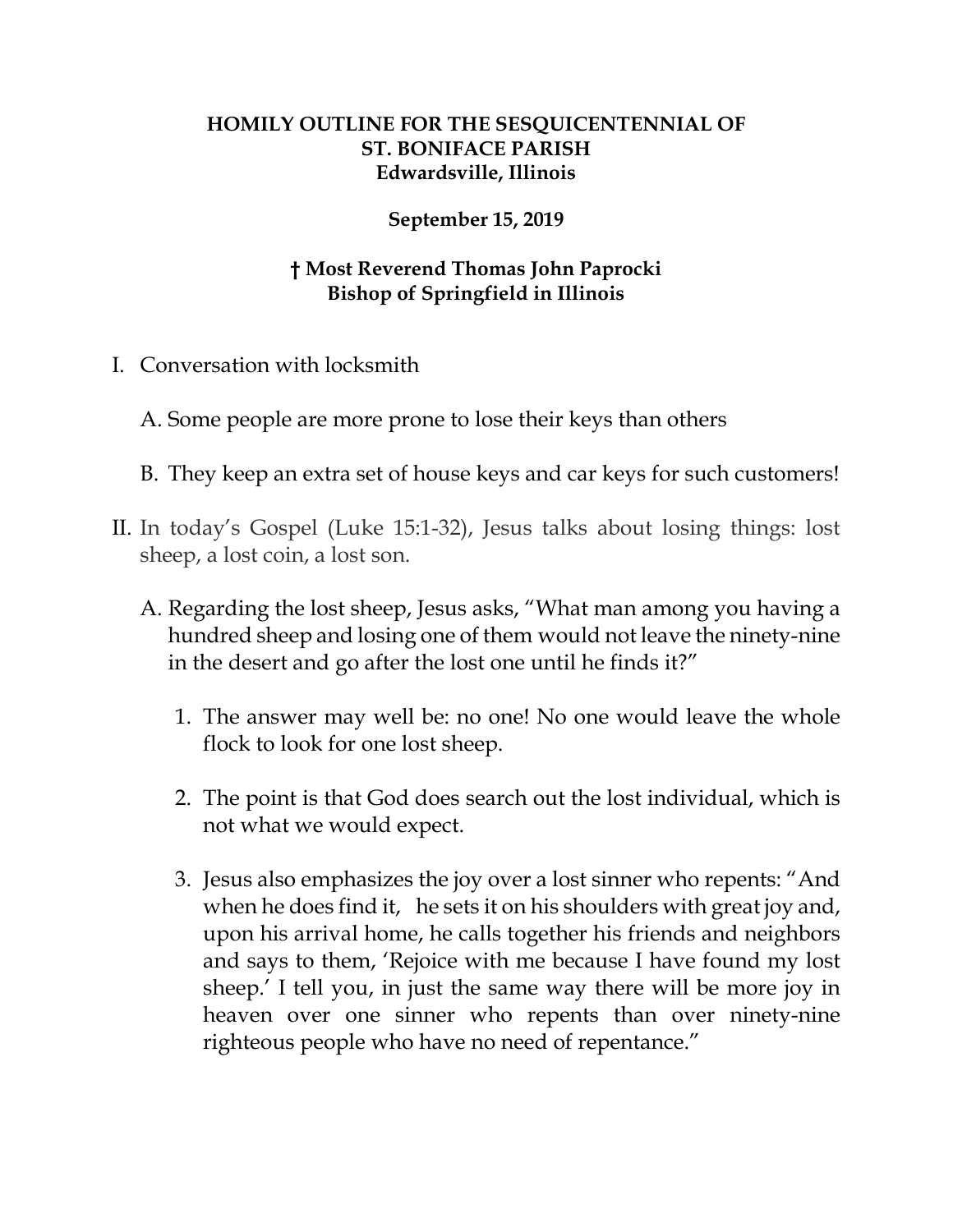**HOMILY OUTLINE FOR THE SESQUICENTENNIAL OF ST. BONIFACE PARISH**
**Edwardsville, Illinois**

**September 15, 2019**

**† Most Reverend Thomas John Paprocki**
**Bishop of Springfield in Illinois**

I. Conversation with locksmith

   A. Some people are more prone to lose their keys than others

   B. They keep an extra set of house keys and car keys for such customers!

II. In today's Gospel (Luke 15:1-32), Jesus talks about losing things: lost sheep, a lost coin, a lost son.

   A. Regarding the lost sheep, Jesus asks, "What man among you having a hundred sheep and losing one of them would not leave the ninety-nine in the desert and go after the lost one until he finds it?"

      1. The answer may well be: no one! No one would leave the whole flock to look for one lost sheep.

      2. The point is that God does search out the lost individual, which is not what we would expect.

      3. Jesus also emphasizes the joy over a lost sinner who repents: "And when he does find it, he sets it on his shoulders with great joy and, upon his arrival home, he calls together his friends and neighbors and says to them, 'Rejoice with me because I have found my lost sheep.' I tell you, in just the same way there will be more joy in heaven over one sinner who repents than over ninety-nine righteous people who have no need of repentance."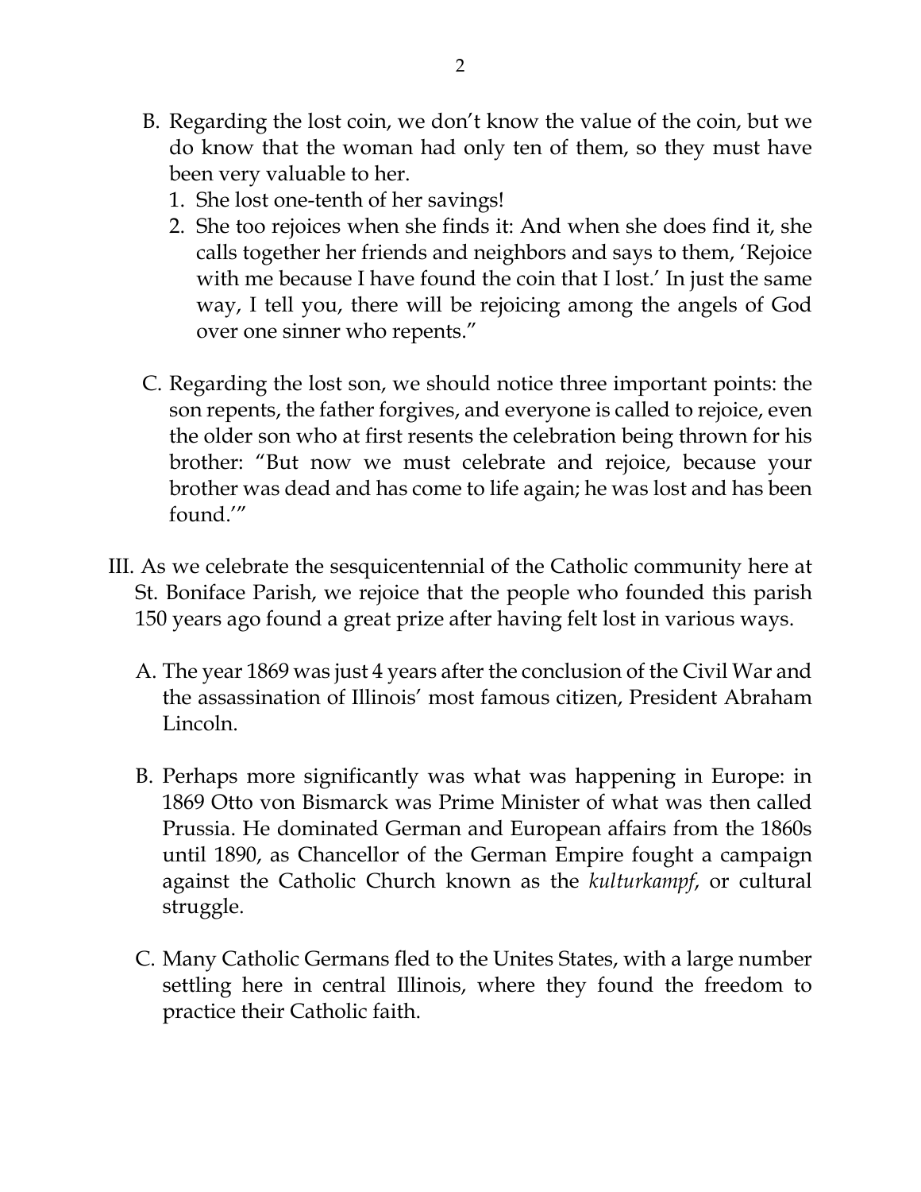B. Regarding the lost coin, we don't know the value of the coin, but we do know that the woman had only ten of them, so they must have been very valuable to her.
   1. She lost one-tenth of her savings!
   2. She too rejoices when she finds it: And when she does find it, she calls together her friends and neighbors and says to them, 'Rejoice with me because I have found the coin that I lost.' In just the same way, I tell you, there will be rejoicing among the angels of God over one sinner who repents."

C. Regarding the lost son, we should notice three important points: the son repents, the father forgives, and everyone is called to rejoice, even the older son who at first resents the celebration being thrown for his brother: "But now we must celebrate and rejoice, because your brother was dead and has come to life again; he was lost and has been found.'"

III. As we celebrate the sesquicentennial of the Catholic community here at St. Boniface Parish, we rejoice that the people who founded this parish 150 years ago found a great prize after having felt lost in various ways.

A. The year 1869 was just 4 years after the conclusion of the Civil War and the assassination of Illinois' most famous citizen, President Abraham Lincoln.

B. Perhaps more significantly was what was happening in Europe: in 1869 Otto von Bismarck was Prime Minister of what was then called Prussia. He dominated German and European affairs from the 1860s until 1890, as Chancellor of the German Empire fought a campaign against the Catholic Church known as the *kulturkampf*, or cultural struggle.

C. Many Catholic Germans fled to the Unites States, with a large number settling here in central Illinois, where they found the freedom to practice their Catholic faith.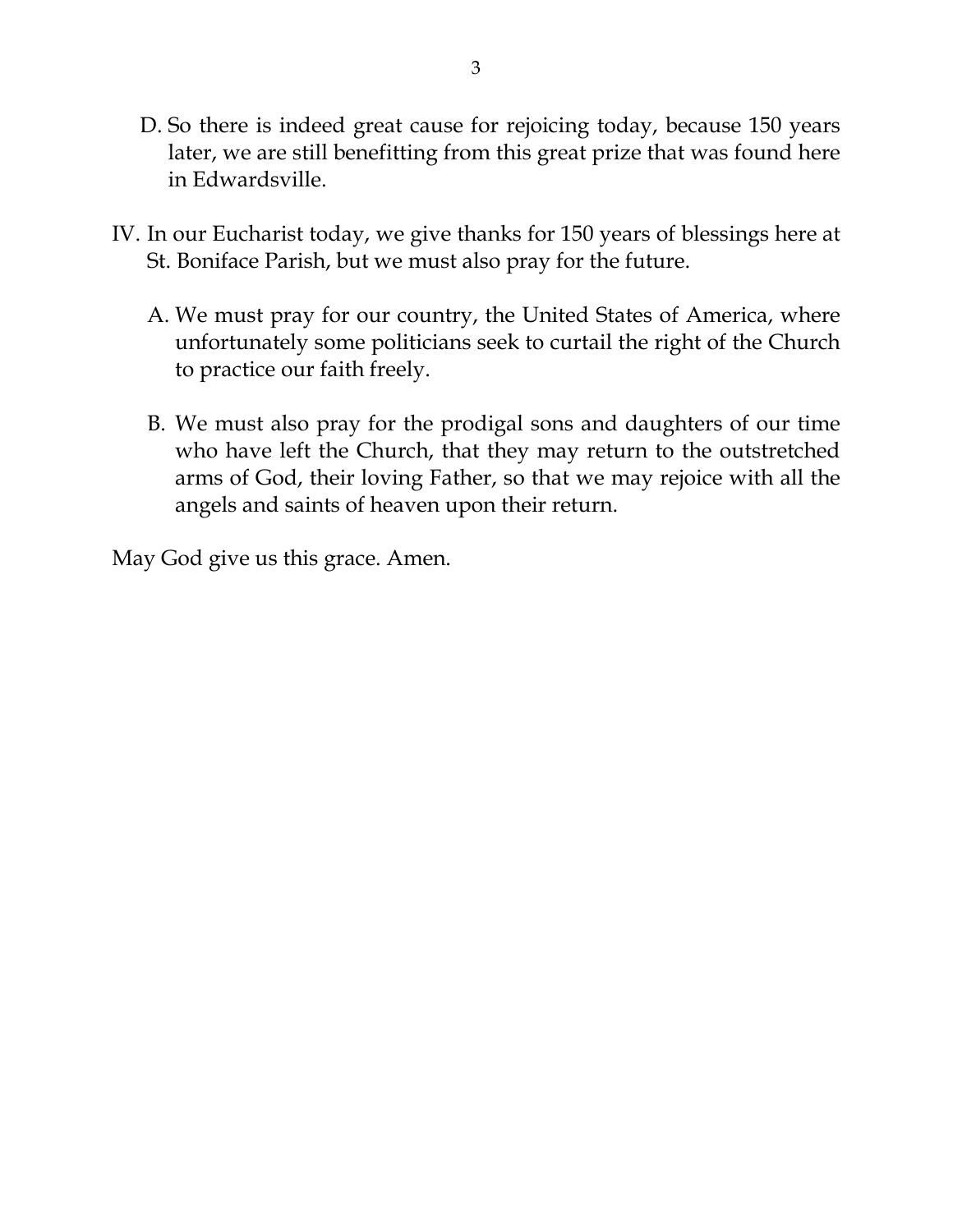D. So there is indeed great cause for rejoicing today, because 150 years later, we are still benefitting from this great prize that was found here in Edwardsville.

IV. In our Eucharist today, we give thanks for 150 years of blessings here at St. Boniface Parish, but we must also pray for the future.

A. We must pray for our country, the United States of America, where unfortunately some politicians seek to curtail the right of the Church to practice our faith freely.

B. We must also pray for the prodigal sons and daughters of our time who have left the Church, that they may return to the outstretched arms of God, their loving Father, so that we may rejoice with all the angels and saints of heaven upon their return.

May God give us this grace. Amen.